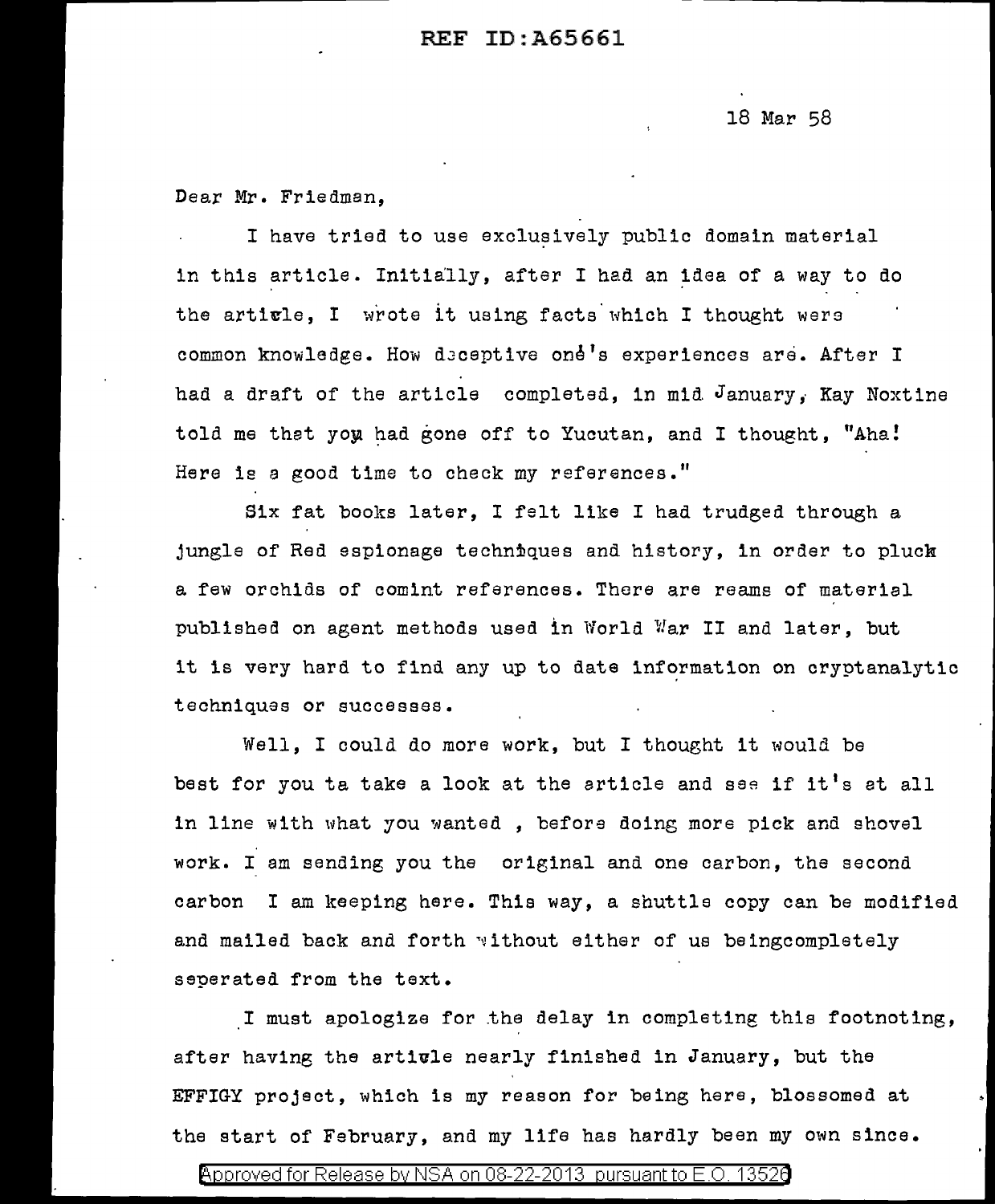18 Mar 58

Dear Mr. Friedman,

I have tried to use exclusively public domain material in this article. Initially, after I had an idea of a way to do the article, I wrote it using facts which I thought were common knowledge. How deceptive one's experiences are. After I had a draft of the article completed, in mid January, Kay Noxtine told me that you had gone off to Yucutan, and I thought, "Aha! Here is a good time to check my references."

Six fat books later, I felt like I had trudged through a jungle of Red espionage techniques and history, in order to pluck a few orchids of comint references. There are reams of material published on agent methods used in World War II and later, but it is very hard to find any up to date information on cryptanalytic techniques or successes.

Well, I could do more work, but I thought it would be best for you ta take a look at the article and see if it's at all in line with what you wanted , before doing more pick and shovel work. I am sending you the original and one carbon, the second carbon I am keeping here. This way, a shuttle copy can be modified and mailed back and forth without either of us beingcompletely seperated from the text.

I must apologize for the delay in completing this footnoting, after having the article nearly finished in January, but the EFFIGY project, which is my reason for being here, blossomed at the start of February, and my life has hardly been my own since.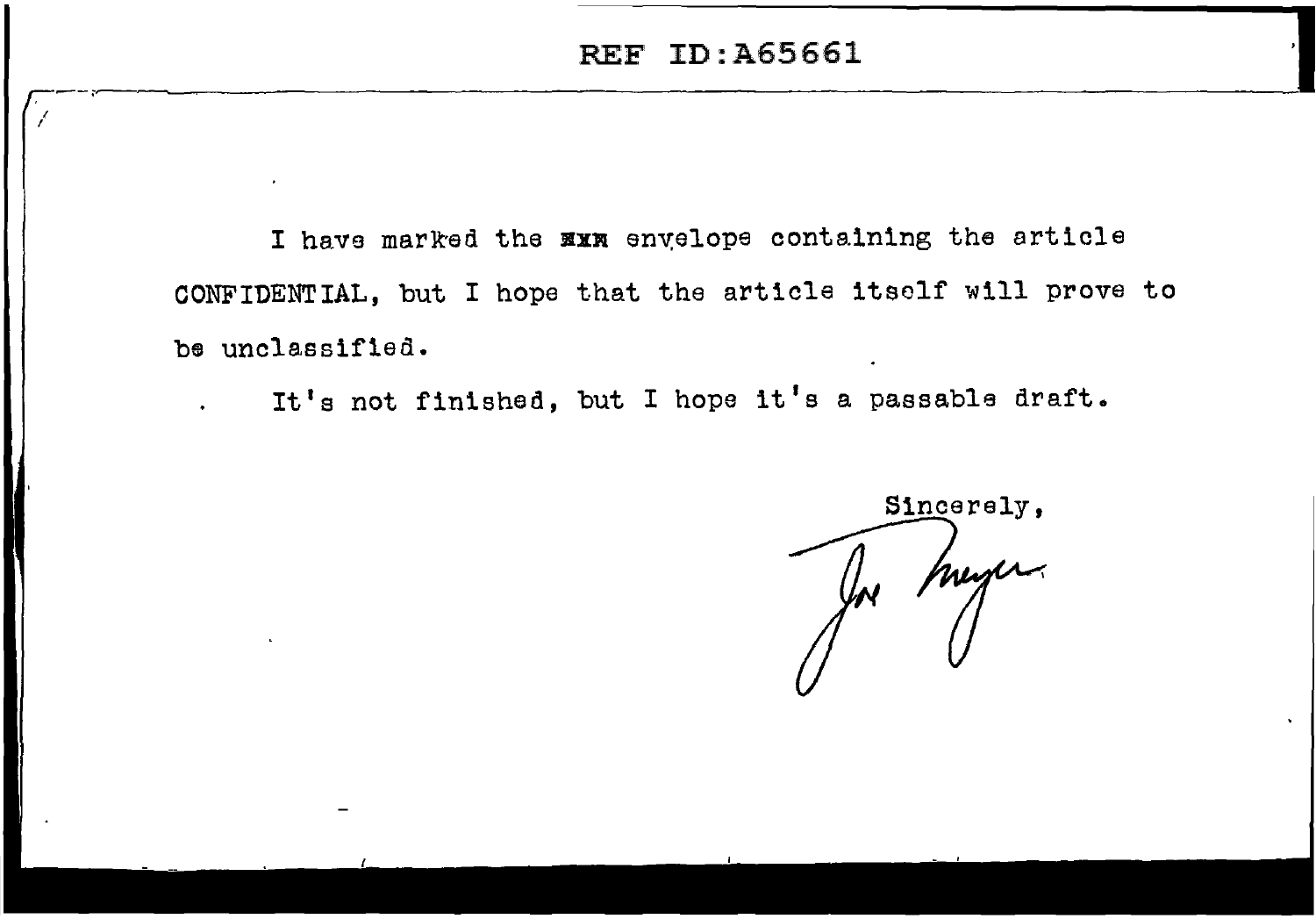I have marked the ~~xxx~~ envelope containing the article CONFIDENTIAL, but I hope that the article itself will prove to be unclassified.

It's not finished, but I hope it's a passable draft.

Sincerely,

Joe Meyer